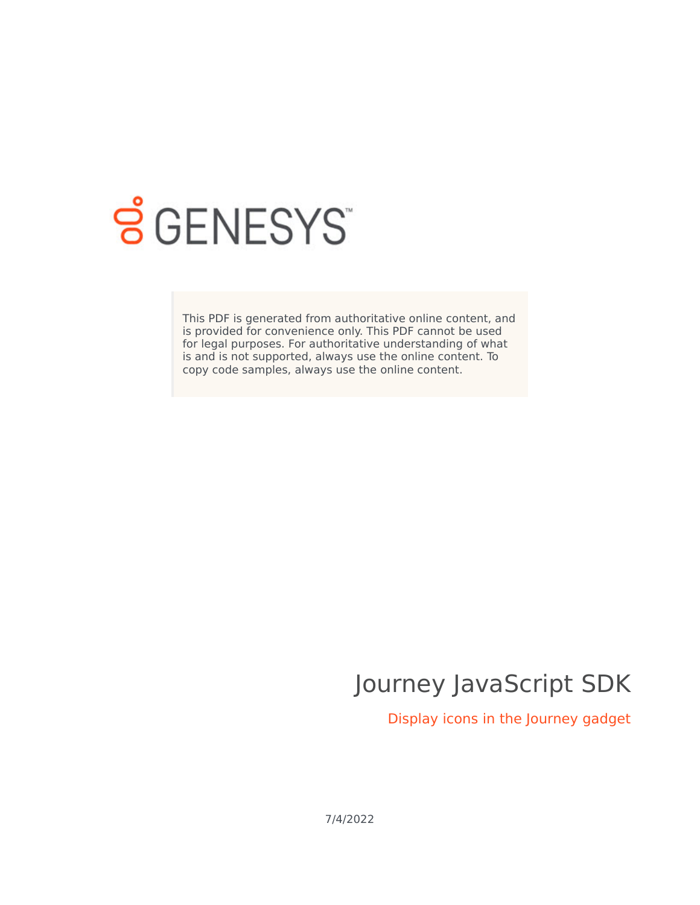GENESYS

This PDF is generated from authoritative online content, and is provided for convenience only. This PDF cannot be used for legal purposes. For authoritative understanding of what is and is not supported, always use the online content. To copy code samples, always use the online content.

# Journey JavaScript SDK

## Display icons in the Journey gadget

7/4/2022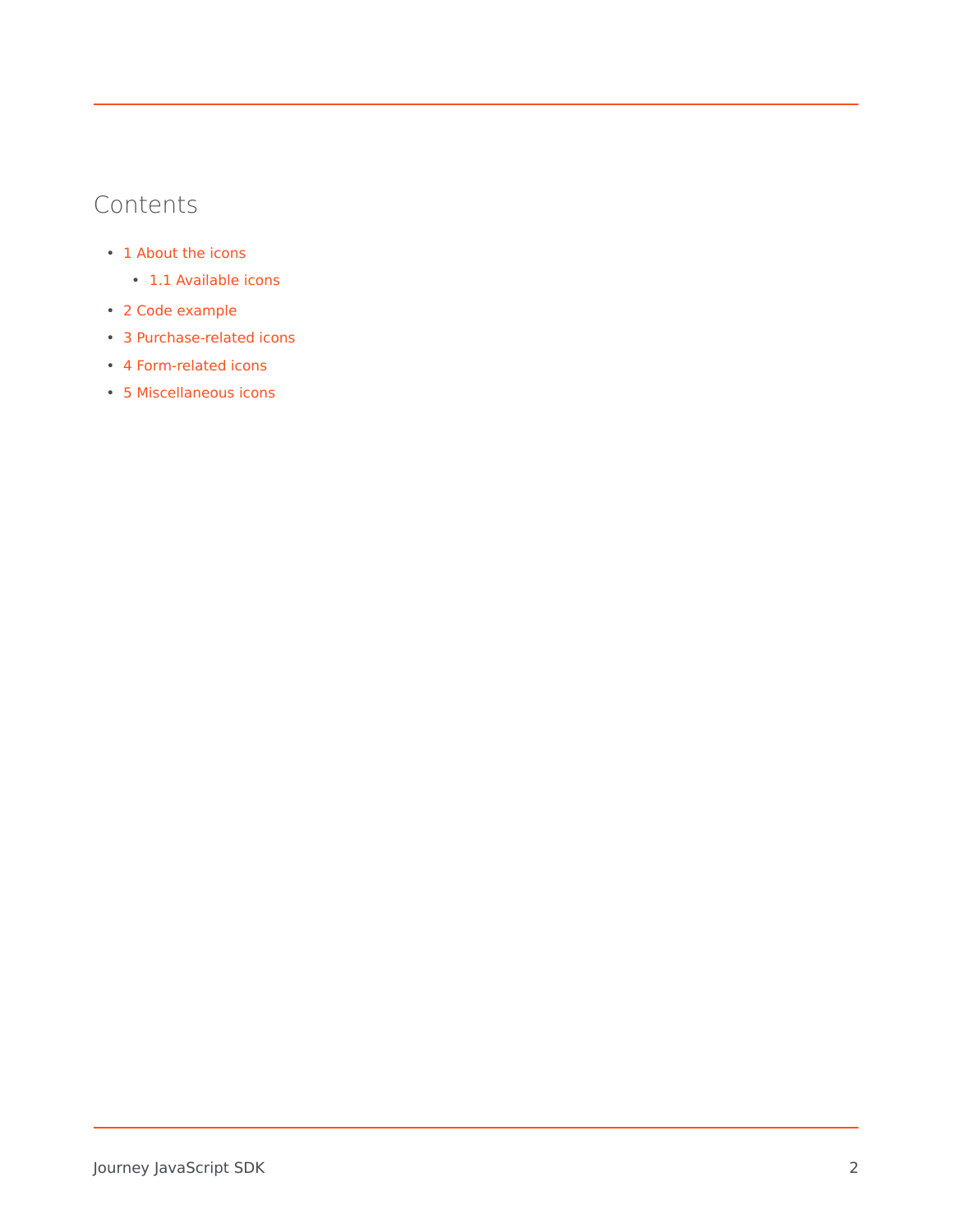## Contents

- 1 About the icons
  - 1.1 Available icons
- 2 Code example
- 3 Purchase-related icons
- 4 Form-related icons
- 5 Miscellaneous icons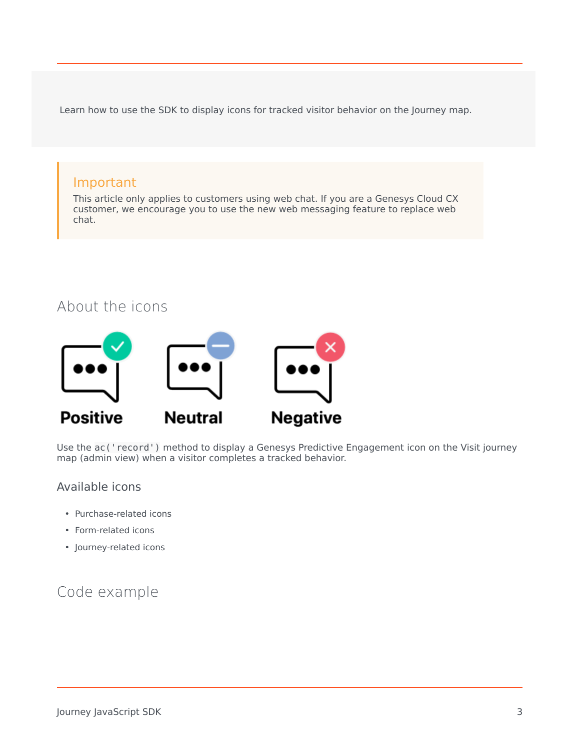Learn how to use the SDK to display icons for tracked visitor behavior on the Journey map.

> **Important**
>
> This article only applies to customers using web chat. If you are a Genesys Cloud CX customer, we encourage you to use the new web messaging feature to replace web chat.

## About the icons

Positive Neutral Negative

Use the `ac('record')` method to display a Genesys Predictive Engagement icon on the Visit journey map (admin view) when a visitor completes a tracked behavior.

### Available icons

- Purchase-related icons
- Form-related icons
- Journey-related icons

## Code example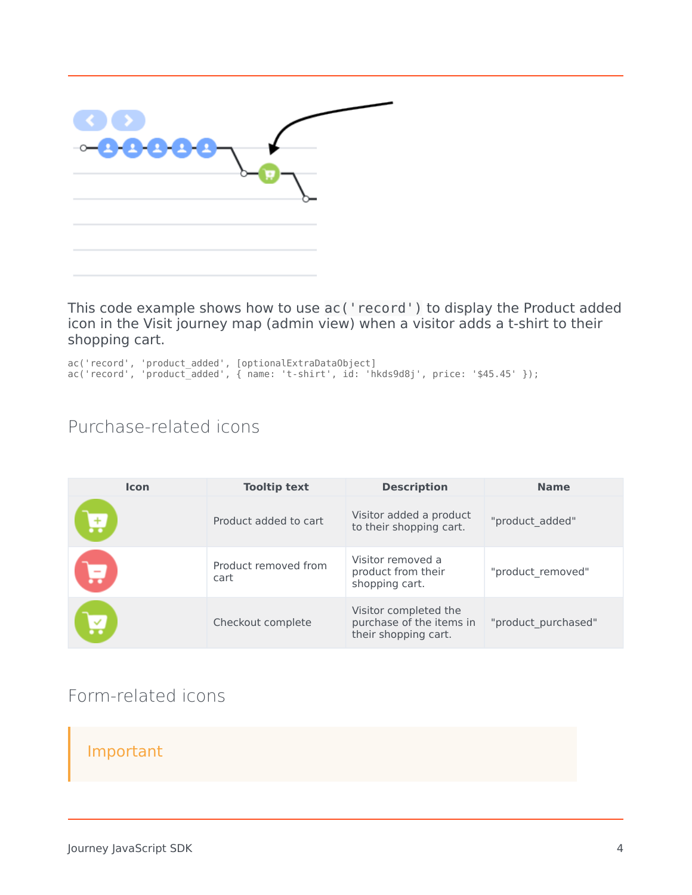This code example shows how to use `ac('record')` to display the Product added icon in the Visit journey map (admin view) when a visitor adds a t-shirt to their shopping cart.

```
ac('record', 'product_added', [optionalExtraDataObject]
ac('record', 'product_added', { name: 't-shirt', id: 'hkds9d8j', price: '$45.45' });
```

## Purchase-related icons

| Icon | Tooltip text | Description | Name |
| --- | --- | --- | --- |
| | Product added to cart | Visitor added a product to their shopping cart. | "product_added" |
| | Product removed from cart | Visitor removed a product from their shopping cart. | "product_removed" |
| | Checkout complete | Visitor completed the purchase of the items in their shopping cart. | "product_purchased" |

## Form-related icons

> **Important**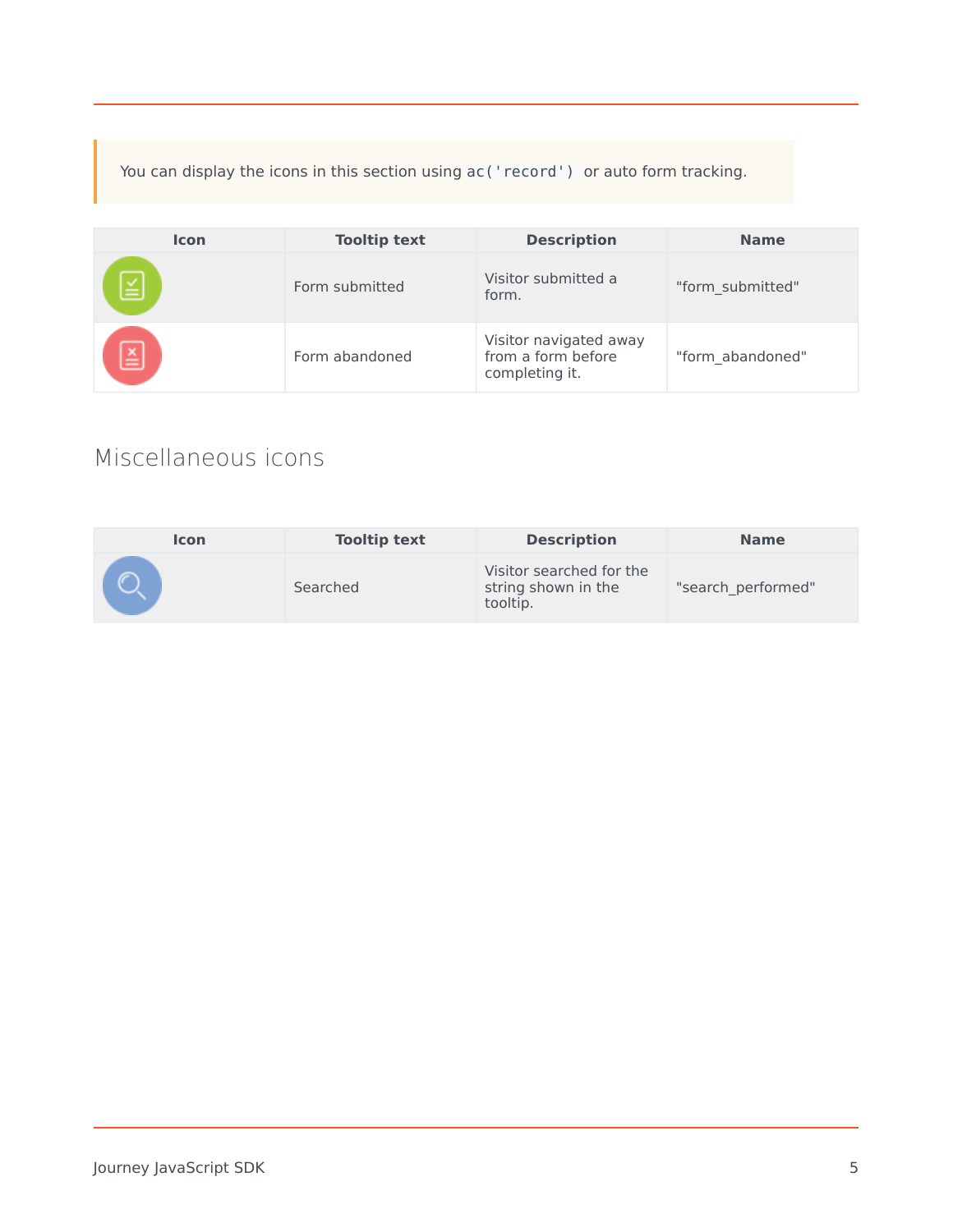> You can display the icons in this section using `ac('record')` or auto form tracking.

| Icon | Tooltip text | Description | Name |
| --- | --- | --- | --- |
| | Form submitted | Visitor submitted a form. | "form_submitted" |
| | Form abandoned | Visitor navigated away from a form before completing it. | "form_abandoned" |

## Miscellaneous icons

| Icon | Tooltip text | Description | Name |
| --- | --- | --- | --- |
| | Searched | Visitor searched for the string shown in the tooltip. | "search_performed" |